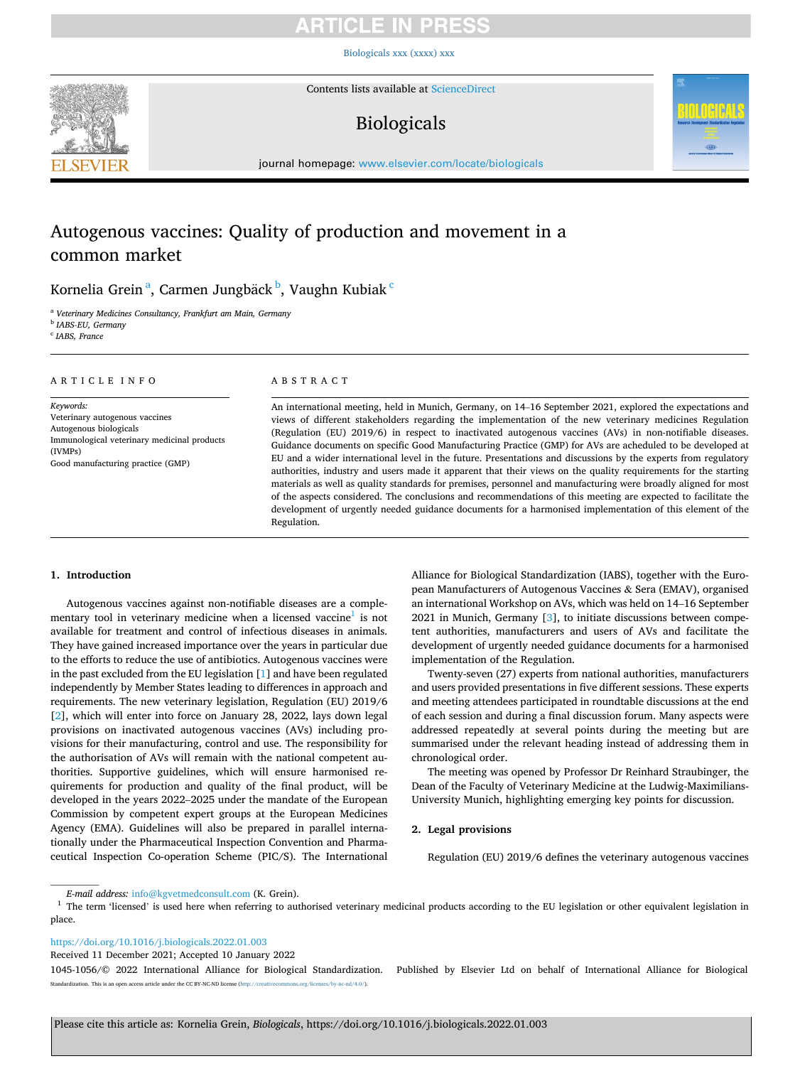# Autogenous vaccines: Quality of production and movement in a common market

Kornelia Grein [a], Carmen Jungbäck [b], Vaughn Kubiak [c]

[a] Veterinary Medicines Consultancy, Frankfurt am Main, Germany
[b] IABS-EU, Germany
[c] IABS, France

## ARTICLE INFO

*Keywords:*
Veterinary autogenous vaccines
Autogenous biologicals
Immunological veterinary medicinal products (IVMPs)
Good manufacturing practice (GMP)

## ABSTRACT

An international meeting, held in Munich, Germany, on 14–16 September 2021, explored the expectations and views of different stakeholders regarding the implementation of the new veterinary medicines Regulation (Regulation (EU) 2019/6) in respect to inactivated autogenous vaccines (AVs) in non-notifiable diseases. Guidance documents on specific Good Manufacturing Practice (GMP) for AVs are acheduled to be developed at EU and a wider international level in the future. Presentations and discussions by the experts from regulatory authorities, industry and users made it apparent that their views on the quality requirements for the starting materials as well as quality standards for premises, personnel and manufacturing were broadly aligned for most of the aspects considered. The conclusions and recommendations of this meeting are expected to facilitate the development of urgently needed guidance documents for a harmonised implementation of this element of the Regulation.

## 1. Introduction

Autogenous vaccines against non-notifiable diseases are a complementary tool in veterinary medicine when a licensed vaccine[1] is not available for treatment and control of infectious diseases in animals. They have gained increased importance over the years in particular due to the efforts to reduce the use of antibiotics. Autogenous vaccines were in the past excluded from the EU legislation [1] and have been regulated independently by Member States leading to differences in approach and requirements. The new veterinary legislation, Regulation (EU) 2019/6 [2], which will enter into force on January 28, 2022, lays down legal provisions on inactivated autogenous vaccines (AVs) including provisions for their manufacturing, control and use. The responsibility for the authorisation of AVs will remain with the national competent authorities. Supportive guidelines, which will ensure harmonised requirements for production and quality of the final product, will be developed in the years 2022–2025 under the mandate of the European Commission by competent expert groups at the European Medicines Agency (EMA). Guidelines will also be prepared in parallel internationally under the Pharmaceutical Inspection Convention and Pharmaceutical Inspection Co-operation Scheme (PIC/S). The International Alliance for Biological Standardization (IABS), together with the European Manufacturers of Autogenous Vaccines & Sera (EMAV), organised an international Workshop on AVs, which was held on 14–16 September 2021 in Munich, Germany [3], to initiate discussions between competent authorities, manufacturers and users of AVs and facilitate the development of urgently needed guidance documents for a harmonised implementation of the Regulation.

Twenty-seven (27) experts from national authorities, manufacturers and users provided presentations in five different sessions. These experts and meeting attendees participated in roundtable discussions at the end of each session and during a final discussion forum. Many aspects were addressed repeatedly at several points during the meeting but are summarised under the relevant heading instead of addressing them in chronological order.

The meeting was opened by Professor Dr Reinhard Straubinger, the Dean of the Faculty of Veterinary Medicine at the Ludwig-Maximilians-University Munich, highlighting emerging key points for discussion.

## 2. Legal provisions

Regulation (EU) 2019/6 defines the veterinary autogenous vaccines

---

*E-mail address:* info@kgvetmedconsult.com (K. Grein).

[1] The term 'licensed' is used here when referring to authorised veterinary medicinal products according to the EU legislation or other equivalent legislation in place.

https://doi.org/10.1016/j.biologicals.2022.01.003
Received 11 December 2021; Accepted 10 January 2022
1045-1056/© 2022 International Alliance for Biological Standardization. Published by Elsevier Ltd on behalf of International Alliance for Biological Standardization. This is an open access article under the CC BY-NC-ND license (http://creativecommons.org/licenses/by-nc-nd/4.0/).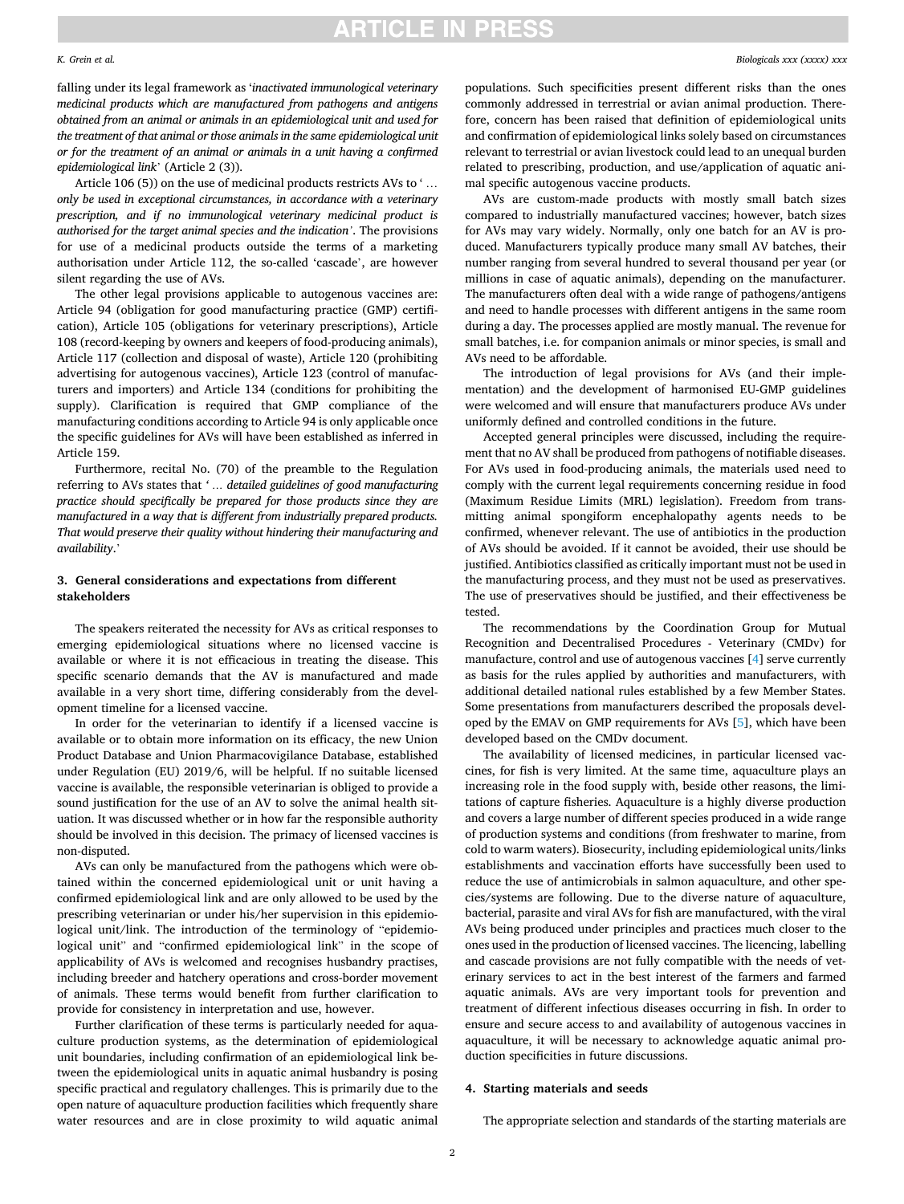falling under its legal framework as '*inactivated immunological veterinary medicinal products which are manufactured from pathogens and antigens obtained from an animal or animals in an epidemiological unit and used for the treatment of that animal or those animals in the same epidemiological unit or for the treatment of an animal or animals in a unit having a confirmed epidemiological link*' (Article 2 (3)).

Article 106 (5)) on the use of medicinal products restricts AVs to '*… only be used in exceptional circumstances, in accordance with a veterinary prescription, and if no immunological veterinary medicinal product is authorised for the target animal species and the indication*'. The provisions for use of a medicinal products outside the terms of a marketing authorisation under Article 112, the so-called 'cascade', are however silent regarding the use of AVs.

The other legal provisions applicable to autogenous vaccines are: Article 94 (obligation for good manufacturing practice (GMP) certification), Article 105 (obligations for veterinary prescriptions), Article 108 (record-keeping by owners and keepers of food-producing animals), Article 117 (collection and disposal of waste), Article 120 (prohibiting advertising for autogenous vaccines), Article 123 (control of manufacturers and importers) and Article 134 (conditions for prohibiting the supply). Clarification is required that GMP compliance of the manufacturing conditions according to Article 94 is only applicable once the specific guidelines for AVs will have been established as inferred in Article 159.

Furthermore, recital No. (70) of the preamble to the Regulation referring to AVs states that '*… detailed guidelines of good manufacturing practice should specifically be prepared for those products since they are manufactured in a way that is different from industrially prepared products. That would preserve their quality without hindering their manufacturing and availability*.'

## 3. General considerations and expectations from different stakeholders

The speakers reiterated the necessity for AVs as critical responses to emerging epidemiological situations where no licensed vaccine is available or where it is not efficacious in treating the disease. This specific scenario demands that the AV is manufactured and made available in a very short time, differing considerably from the development timeline for a licensed vaccine.

In order for the veterinarian to identify if a licensed vaccine is available or to obtain more information on its efficacy, the new Union Product Database and Union Pharmacovigilance Database, established under Regulation (EU) 2019/6, will be helpful. If no suitable licensed vaccine is available, the responsible veterinarian is obliged to provide a sound justification for the use of an AV to solve the animal health situation. It was discussed whether or in how far the responsible authority should be involved in this decision. The primacy of licensed vaccines is non-disputed.

AVs can only be manufactured from the pathogens which were obtained within the concerned epidemiological unit or unit having a confirmed epidemiological link and are only allowed to be used by the prescribing veterinarian or under his/her supervision in this epidemiological unit/link. The introduction of the terminology of "epidemiological unit" and "confirmed epidemiological link" in the scope of applicability of AVs is welcomed and recognises husbandry practises, including breeder and hatchery operations and cross-border movement of animals. These terms would benefit from further clarification to provide for consistency in interpretation and use, however.

Further clarification of these terms is particularly needed for aquaculture production systems, as the determination of epidemiological unit boundaries, including confirmation of an epidemiological link between the epidemiological units in aquatic animal husbandry is posing specific practical and regulatory challenges. This is primarily due to the open nature of aquaculture production facilities which frequently share water resources and are in close proximity to wild aquatic animal populations. Such specificities present different risks than the ones commonly addressed in terrestrial or avian animal production. Therefore, concern has been raised that definition of epidemiological units and confirmation of epidemiological links solely based on circumstances relevant to terrestrial or avian livestock could lead to an unequal burden related to prescribing, production, and use/application of aquatic animal specific autogenous vaccine products.

AVs are custom-made products with mostly small batch sizes compared to industrially manufactured vaccines; however, batch sizes for AVs may vary widely. Normally, only one batch for an AV is produced. Manufacturers typically produce many small AV batches, their number ranging from several hundred to several thousand per year (or millions in case of aquatic animals), depending on the manufacturer. The manufacturers often deal with a wide range of pathogens/antigens and need to handle processes with different antigens in the same room during a day. The processes applied are mostly manual. The revenue for small batches, i.e. for companion animals or minor species, is small and AVs need to be affordable.

The introduction of legal provisions for AVs (and their implementation) and the development of harmonised EU-GMP guidelines were welcomed and will ensure that manufacturers produce AVs under uniformly defined and controlled conditions in the future.

Accepted general principles were discussed, including the requirement that no AV shall be produced from pathogens of notifiable diseases. For AVs used in food-producing animals, the materials used need to comply with the current legal requirements concerning residue in food (Maximum Residue Limits (MRL) legislation). Freedom from transmitting animal spongiform encephalopathy agents needs to be confirmed, whenever relevant. The use of antibiotics in the production of AVs should be avoided. If it cannot be avoided, their use should be justified. Antibiotics classified as critically important must not be used in the manufacturing process, and they must not be used as preservatives. The use of preservatives should be justified, and their effectiveness be tested.

The recommendations by the Coordination Group for Mutual Recognition and Decentralised Procedures - Veterinary (CMDv) for manufacture, control and use of autogenous vaccines [4] serve currently as basis for the rules applied by authorities and manufacturers, with additional detailed national rules established by a few Member States. Some presentations from manufacturers described the proposals developed by the EMAV on GMP requirements for AVs [5], which have been developed based on the CMDv document.

The availability of licensed medicines, in particular licensed vaccines, for fish is very limited. At the same time, aquaculture plays an increasing role in the food supply with, beside other reasons, the limitations of capture fisheries. Aquaculture is a highly diverse production and covers a large number of different species produced in a wide range of production systems and conditions (from freshwater to marine, from cold to warm waters). Biosecurity, including epidemiological units/links establishments and vaccination efforts have successfully been used to reduce the use of antimicrobials in salmon aquaculture, and other species/systems are following. Due to the diverse nature of aquaculture, bacterial, parasite and viral AVs for fish are manufactured, with the viral AVs being produced under principles and practices much closer to the ones used in the production of licensed vaccines. The licencing, labelling and cascade provisions are not fully compatible with the needs of veterinary services to act in the best interest of the farmers and farmed aquatic animals. AVs are very important tools for prevention and treatment of different infectious diseases occurring in fish. In order to ensure and secure access to and availability of autogenous vaccines in aquaculture, it will be necessary to acknowledge aquatic animal production specificities in future discussions.

## 4. Starting materials and seeds

The appropriate selection and standards of the starting materials are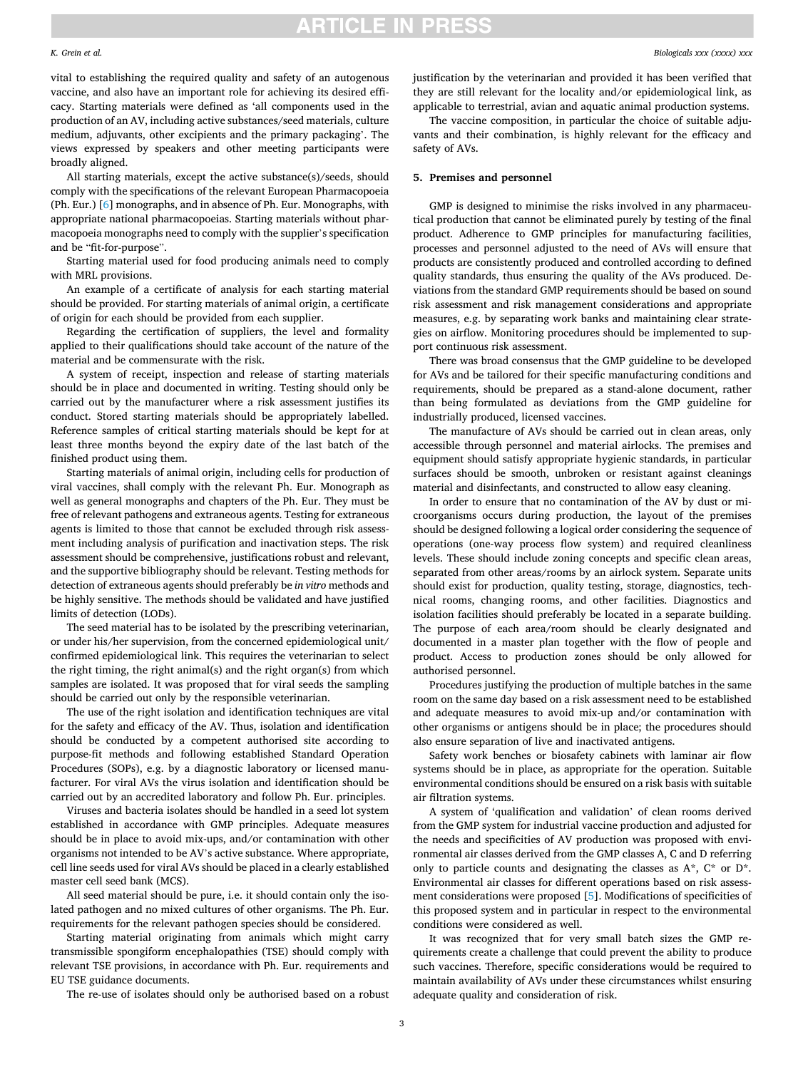vital to establishing the required quality and safety of an autogenous vaccine, and also have an important role for achieving its desired efficacy. Starting materials were defined as 'all components used in the production of an AV, including active substances/seed materials, culture medium, adjuvants, other excipients and the primary packaging'. The views expressed by speakers and other meeting participants were broadly aligned.

All starting materials, except the active substance(s)/seeds, should comply with the specifications of the relevant European Pharmacopoeia (Ph. Eur.) [6] monographs, and in absence of Ph. Eur. Monographs, with appropriate national pharmacopoeias. Starting materials without pharmacopoeia monographs need to comply with the supplier's specification and be "fit-for-purpose".

Starting material used for food producing animals need to comply with MRL provisions.

An example of a certificate of analysis for each starting material should be provided. For starting materials of animal origin, a certificate of origin for each should be provided from each supplier.

Regarding the certification of suppliers, the level and formality applied to their qualifications should take account of the nature of the material and be commensurate with the risk.

A system of receipt, inspection and release of starting materials should be in place and documented in writing. Testing should only be carried out by the manufacturer where a risk assessment justifies its conduct. Stored starting materials should be appropriately labelled. Reference samples of critical starting materials should be kept for at least three months beyond the expiry date of the last batch of the finished product using them.

Starting materials of animal origin, including cells for production of viral vaccines, shall comply with the relevant Ph. Eur. Monograph as well as general monographs and chapters of the Ph. Eur. They must be free of relevant pathogens and extraneous agents. Testing for extraneous agents is limited to those that cannot be excluded through risk assessment including analysis of purification and inactivation steps. The risk assessment should be comprehensive, justifications robust and relevant, and the supportive bibliography should be relevant. Testing methods for detection of extraneous agents should preferably be *in vitro* methods and be highly sensitive. The methods should be validated and have justified limits of detection (LODs).

The seed material has to be isolated by the prescribing veterinarian, or under his/her supervision, from the concerned epidemiological unit/confirmed epidemiological link. This requires the veterinarian to select the right timing, the right animal(s) and the right organ(s) from which samples are isolated. It was proposed that for viral seeds the sampling should be carried out only by the responsible veterinarian.

The use of the right isolation and identification techniques are vital for the safety and efficacy of the AV. Thus, isolation and identification should be conducted by a competent authorised site according to purpose-fit methods and following established Standard Operation Procedures (SOPs), e.g. by a diagnostic laboratory or licensed manufacturer. For viral AVs the virus isolation and identification should be carried out by an accredited laboratory and follow Ph. Eur. principles.

Viruses and bacteria isolates should be handled in a seed lot system established in accordance with GMP principles. Adequate measures should be in place to avoid mix-ups, and/or contamination with other organisms not intended to be AV's active substance. Where appropriate, cell line seeds used for viral AVs should be placed in a clearly established master cell seed bank (MCS).

All seed material should be pure, i.e. it should contain only the isolated pathogen and no mixed cultures of other organisms. The Ph. Eur. requirements for the relevant pathogen species should be considered.

Starting material originating from animals which might carry transmissible spongiform encephalopathies (TSE) should comply with relevant TSE provisions, in accordance with Ph. Eur. requirements and EU TSE guidance documents.

The re-use of isolates should only be authorised based on a robust justification by the veterinarian and provided it has been verified that they are still relevant for the locality and/or epidemiological link, as applicable to terrestrial, avian and aquatic animal production systems.

The vaccine composition, in particular the choice of suitable adjuvants and their combination, is highly relevant for the efficacy and safety of AVs.

## 5. Premises and personnel

GMP is designed to minimise the risks involved in any pharmaceutical production that cannot be eliminated purely by testing of the final product. Adherence to GMP principles for manufacturing facilities, processes and personnel adjusted to the need of AVs will ensure that products are consistently produced and controlled according to defined quality standards, thus ensuring the quality of the AVs produced. Deviations from the standard GMP requirements should be based on sound risk assessment and risk management considerations and appropriate measures, e.g. by separating work banks and maintaining clear strategies on airflow. Monitoring procedures should be implemented to support continuous risk assessment.

There was broad consensus that the GMP guideline to be developed for AVs and be tailored for their specific manufacturing conditions and requirements, should be prepared as a stand-alone document, rather than being formulated as deviations from the GMP guideline for industrially produced, licensed vaccines.

The manufacture of AVs should be carried out in clean areas, only accessible through personnel and material airlocks. The premises and equipment should satisfy appropriate hygienic standards, in particular surfaces should be smooth, unbroken or resistant against cleanings material and disinfectants, and constructed to allow easy cleaning.

In order to ensure that no contamination of the AV by dust or microorganisms occurs during production, the layout of the premises should be designed following a logical order considering the sequence of operations (one-way process flow system) and required cleanliness levels. These should include zoning concepts and specific clean areas, separated from other areas/rooms by an airlock system. Separate units should exist for production, quality testing, storage, diagnostics, technical rooms, changing rooms, and other facilities. Diagnostics and isolation facilities should preferably be located in a separate building. The purpose of each area/room should be clearly designated and documented in a master plan together with the flow of people and product. Access to production zones should be only allowed for authorised personnel.

Procedures justifying the production of multiple batches in the same room on the same day based on a risk assessment need to be established and adequate measures to avoid mix-up and/or contamination with other organisms or antigens should be in place; the procedures should also ensure separation of live and inactivated antigens.

Safety work benches or biosafety cabinets with laminar air flow systems should be in place, as appropriate for the operation. Suitable environmental conditions should be ensured on a risk basis with suitable air filtration systems.

A system of 'qualification and validation' of clean rooms derived from the GMP system for industrial vaccine production and adjusted for the needs and specificities of AV production was proposed with environmental air classes derived from the GMP classes A, C and D referring only to particle counts and designating the classes as A*, C* or D*. Environmental air classes for different operations based on risk assessment considerations were proposed [5]. Modifications of specificities of this proposed system and in particular in respect to the environmental conditions were considered as well.

It was recognized that for very small batch sizes the GMP requirements create a challenge that could prevent the ability to produce such vaccines. Therefore, specific considerations would be required to maintain availability of AVs under these circumstances whilst ensuring adequate quality and consideration of risk.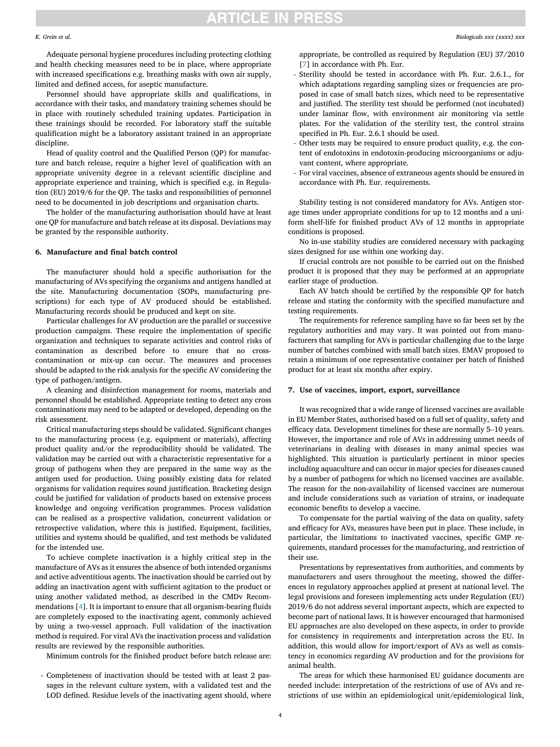Adequate personal hygiene procedures including protecting clothing and health checking measures need to be in place, where appropriate with increased specifications e.g. breathing masks with own air supply, limited and defined access, for aseptic manufacture.

Personnel should have appropriate skills and qualifications, in accordance with their tasks, and mandatory training schemes should be in place with routinely scheduled training updates. Participation in these trainings should be recorded. For laboratory staff the suitable qualification might be a laboratory assistant trained in an appropriate discipline.

Head of quality control and the Qualified Person (QP) for manufacture and batch release, require a higher level of qualification with an appropriate university degree in a relevant scientific discipline and appropriate experience and training, which is specified e.g. in Regulation (EU) 2019/6 for the QP. The tasks and responsibilities of personnel need to be documented in job descriptions and organisation charts.

The holder of the manufacturing authorisation should have at least one QP for manufacture and batch release at its disposal. Deviations may be granted by the responsible authority.

## 6. Manufacture and final batch control

The manufacturer should hold a specific authorisation for the manufacturing of AVs specifying the organisms and antigens handled at the site. Manufacturing documentation (SOPs, manufacturing prescriptions) for each type of AV produced should be established. Manufacturing records should be produced and kept on site.

Particular challenges for AV production are the parallel or successive production campaigns. These require the implementation of specific organization and techniques to separate activities and control risks of contamination as described before to ensure that no cross-contamination or mix-up can occur. The measures and processes should be adapted to the risk analysis for the specific AV considering the type of pathogen/antigen.

A cleaning and disinfection management for rooms, materials and personnel should be established. Appropriate testing to detect any cross contaminations may need to be adapted or developed, depending on the risk assessment.

Critical manufacturing steps should be validated. Significant changes to the manufacturing process (e.g. equipment or materials), affecting product quality and/or the reproducibility should be validated. The validation may be carried out with a characteristic representative for a group of pathogens when they are prepared in the same way as the antigen used for production. Using possibly existing data for related organisms for validation requires sound justification. Bracketing design could be justified for validation of products based on extensive process knowledge and ongoing verification programmes. Process validation can be realised as a prospective validation, concurrent validation or retrospective validation, where this is justified. Equipment, facilities, utilities and systems should be qualified, and test methods be validated for the intended use.

To achieve complete inactivation is a highly critical step in the manufacture of AVs as it ensures the absence of both intended organisms and active adventitious agents. The inactivation should be carried out by adding an inactivation agent with sufficient agitation to the product or using another validated method, as described in the CMDv Recommendations [4]. It is important to ensure that all organism-bearing fluids are completely exposed to the inactivating agent, commonly achieved by using a two-vessel approach. Full validation of the inactivation method is required. For viral AVs the inactivation process and validation results are reviewed by the responsible authorities.

Minimum controls for the finished product before batch release are:

- Completeness of inactivation should be tested with at least 2 passages in the relevant culture system, with a validated test and the LOD defined. Residue levels of the inactivating agent should, where appropriate, be controlled as required by Regulation (EU) 37/2010 [7] in accordance with Ph. Eur.
- Sterility should be tested in accordance with Ph. Eur. 2.6.1., for which adaptations regarding sampling sizes or frequencies are proposed in case of small batch sizes, which need to be representative and justified. The sterility test should be performed (not incubated) under laminar flow, with environment air monitoring via settle plates. For the validation of the sterility test, the control strains specified in Ph. Eur. 2.6.1 should be used.
- Other tests may be required to ensure product quality, e.g. the content of endotoxins in endotoxin-producing microorganisms or adjuvant content, where appropriate.
- For viral vaccines, absence of extraneous agents should be ensured in accordance with Ph. Eur. requirements.

Stability testing is not considered mandatory for AVs. Antigen storage times under appropriate conditions for up to 12 months and a uniform shelf-life for finished product AVs of 12 months in appropriate conditions is proposed.

No in-use stability studies are considered necessary with packaging sizes designed for use within one working day.

If crucial controls are not possible to be carried out on the finished product it is proposed that they may be performed at an appropriate earlier stage of production.

Each AV batch should be certified by the responsible QP for batch release and stating the conformity with the specified manufacture and testing requirements.

The requirements for reference sampling have so far been set by the regulatory authorities and may vary. It was pointed out from manufacturers that sampling for AVs is particular challenging due to the large number of batches combined with small batch sizes. EMAV proposed to retain a minimum of one representative container per batch of finished product for at least six months after expiry.

## 7. Use of vaccines, import, export, surveillance

It was recognized that a wide range of licensed vaccines are available in EU Member States, authorised based on a full set of quality, safety and efficacy data. Development timelines for these are normally 5–10 years. However, the importance and role of AVs in addressing unmet needs of veterinarians in dealing with diseases in many animal species was highlighted. This situation is particularly pertinent in minor species including aquaculture and can occur in major species for diseases caused by a number of pathogens for which no licensed vaccines are available. The reason for the non-availability of licensed vaccines are numerous and include considerations such as variation of strains, or inadequate economic benefits to develop a vaccine.

To compensate for the partial waiving of the data on quality, safety and efficacy for AVs, measures have been put in place. These include, in particular, the limitations to inactivated vaccines, specific GMP requirements, standard processes for the manufacturing, and restriction of their use.

Presentations by representatives from authorities, and comments by manufacturers and users throughout the meeting, showed the differences in regulatory approaches applied at present at national level. The legal provisions and foreseen implementing acts under Regulation (EU) 2019/6 do not address several important aspects, which are expected to become part of national laws. It is however encouraged that harmonised EU approaches are also developed on these aspects, in order to provide for consistency in requirements and interpretation across the EU. In addition, this would allow for import/export of AVs as well as consistency in economics regarding AV production and for the provisions for animal health.

The areas for which these harmonised EU guidance documents are needed include: interpretation of the restrictions of use of AVs and restrictions of use within an epidemiological unit/epidemiological link,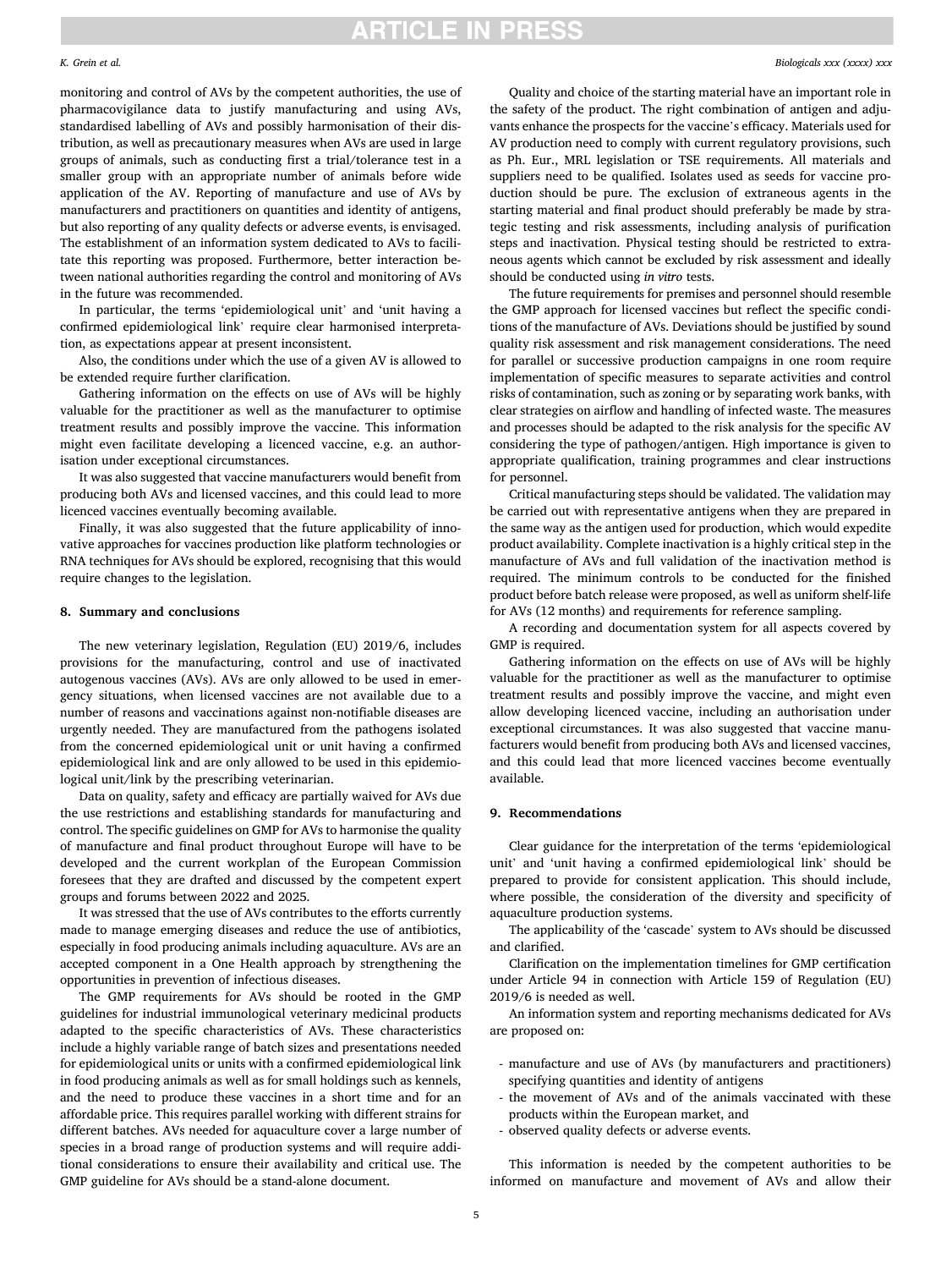monitoring and control of AVs by the competent authorities, the use of pharmacovigilance data to justify manufacturing and using AVs, standardised labelling of AVs and possibly harmonisation of their distribution, as well as precautionary measures when AVs are used in large groups of animals, such as conducting first a trial/tolerance test in a smaller group with an appropriate number of animals before wide application of the AV. Reporting of manufacture and use of AVs by manufacturers and practitioners on quantities and identity of antigens, but also reporting of any quality defects or adverse events, is envisaged. The establishment of an information system dedicated to AVs to facilitate this reporting was proposed. Furthermore, better interaction between national authorities regarding the control and monitoring of AVs in the future was recommended.

In particular, the terms 'epidemiological unit' and 'unit having a confirmed epidemiological link' require clear harmonised interpretation, as expectations appear at present inconsistent.

Also, the conditions under which the use of a given AV is allowed to be extended require further clarification.

Gathering information on the effects on use of AVs will be highly valuable for the practitioner as well as the manufacturer to optimise treatment results and possibly improve the vaccine. This information might even facilitate developing a licenced vaccine, e.g. an authorisation under exceptional circumstances.

It was also suggested that vaccine manufacturers would benefit from producing both AVs and licensed vaccines, and this could lead to more licenced vaccines eventually becoming available.

Finally, it was also suggested that the future applicability of innovative approaches for vaccines production like platform technologies or RNA techniques for AVs should be explored, recognising that this would require changes to the legislation.

## 8. Summary and conclusions

The new veterinary legislation, Regulation (EU) 2019/6, includes provisions for the manufacturing, control and use of inactivated autogenous vaccines (AVs). AVs are only allowed to be used in emergency situations, when licensed vaccines are not available due to a number of reasons and vaccinations against non-notifiable diseases are urgently needed. They are manufactured from the pathogens isolated from the concerned epidemiological unit or unit having a confirmed epidemiological link and are only allowed to be used in this epidemiological unit/link by the prescribing veterinarian.

Data on quality, safety and efficacy are partially waived for AVs due the use restrictions and establishing standards for manufacturing and control. The specific guidelines on GMP for AVs to harmonise the quality of manufacture and final product throughout Europe will have to be developed and the current workplan of the European Commission foresees that they are drafted and discussed by the competent expert groups and forums between 2022 and 2025.

It was stressed that the use of AVs contributes to the efforts currently made to manage emerging diseases and reduce the use of antibiotics, especially in food producing animals including aquaculture. AVs are an accepted component in a One Health approach by strengthening the opportunities in prevention of infectious diseases.

The GMP requirements for AVs should be rooted in the GMP guidelines for industrial immunological veterinary medicinal products adapted to the specific characteristics of AVs. These characteristics include a highly variable range of batch sizes and presentations needed for epidemiological units or units with a confirmed epidemiological link in food producing animals as well as for small holdings such as kennels, and the need to produce these vaccines in a short time and for an affordable price. This requires parallel working with different strains for different batches. AVs needed for aquaculture cover a large number of species in a broad range of production systems and will require additional considerations to ensure their availability and critical use. The GMP guideline for AVs should be a stand-alone document.

Quality and choice of the starting material have an important role in the safety of the product. The right combination of antigen and adjuvants enhance the prospects for the vaccine's efficacy. Materials used for AV production need to comply with current regulatory provisions, such as Ph. Eur., MRL legislation or TSE requirements. All materials and suppliers need to be qualified. Isolates used as seeds for vaccine production should be pure. The exclusion of extraneous agents in the starting material and final product should preferably be made by strategic testing and risk assessments, including analysis of purification steps and inactivation. Physical testing should be restricted to extraneous agents which cannot be excluded by risk assessment and ideally should be conducted using *in vitro* tests.

The future requirements for premises and personnel should resemble the GMP approach for licensed vaccines but reflect the specific conditions of the manufacture of AVs. Deviations should be justified by sound quality risk assessment and risk management considerations. The need for parallel or successive production campaigns in one room require implementation of specific measures to separate activities and control risks of contamination, such as zoning or by separating work banks, with clear strategies on airflow and handling of infected waste. The measures and processes should be adapted to the risk analysis for the specific AV considering the type of pathogen/antigen. High importance is given to appropriate qualification, training programmes and clear instructions for personnel.

Critical manufacturing steps should be validated. The validation may be carried out with representative antigens when they are prepared in the same way as the antigen used for production, which would expedite product availability. Complete inactivation is a highly critical step in the manufacture of AVs and full validation of the inactivation method is required. The minimum controls to be conducted for the finished product before batch release were proposed, as well as uniform shelf-life for AVs (12 months) and requirements for reference sampling.

A recording and documentation system for all aspects covered by GMP is required.

Gathering information on the effects on use of AVs will be highly valuable for the practitioner as well as the manufacturer to optimise treatment results and possibly improve the vaccine, and might even allow developing licenced vaccine, including an authorisation under exceptional circumstances. It was also suggested that vaccine manufacturers would benefit from producing both AVs and licensed vaccines, and this could lead that more licenced vaccines become eventually available.

## 9. Recommendations

Clear guidance for the interpretation of the terms 'epidemiological unit' and 'unit having a confirmed epidemiological link' should be prepared to provide for consistent application. This should include, where possible, the consideration of the diversity and specificity of aquaculture production systems.

The applicability of the 'cascade' system to AVs should be discussed and clarified.

Clarification on the implementation timelines for GMP certification under Article 94 in connection with Article 159 of Regulation (EU) 2019/6 is needed as well.

An information system and reporting mechanisms dedicated for AVs are proposed on:

- manufacture and use of AVs (by manufacturers and practitioners) specifying quantities and identity of antigens
- the movement of AVs and of the animals vaccinated with these products within the European market, and
- observed quality defects or adverse events.

This information is needed by the competent authorities to be informed on manufacture and movement of AVs and allow their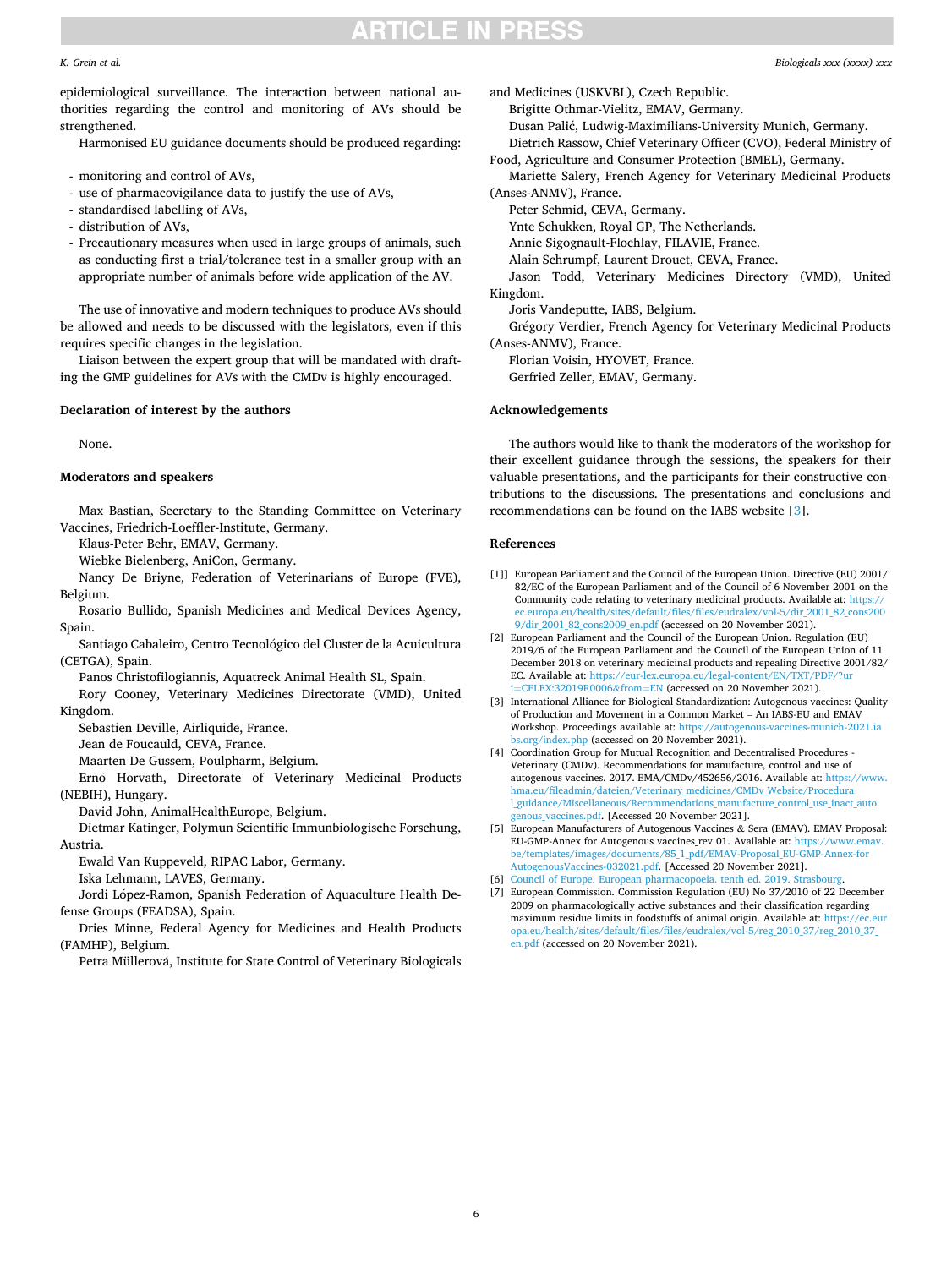epidemiological surveillance. The interaction between national authorities regarding the control and monitoring of AVs should be strengthened.

Harmonised EU guidance documents should be produced regarding:

- monitoring and control of AVs,
- use of pharmacovigilance data to justify the use of AVs,
- standardised labelling of AVs,
- distribution of AVs,
- Precautionary measures when used in large groups of animals, such as conducting first a trial/tolerance test in a smaller group with an appropriate number of animals before wide application of the AV.

The use of innovative and modern techniques to produce AVs should be allowed and needs to be discussed with the legislators, even if this requires specific changes in the legislation.

Liaison between the expert group that will be mandated with drafting the GMP guidelines for AVs with the CMDv is highly encouraged.

## Declaration of interest by the authors

None.

## Moderators and speakers

Max Bastian, Secretary to the Standing Committee on Veterinary Vaccines, Friedrich-Loeffler-Institute, Germany.

Klaus-Peter Behr, EMAV, Germany.

Wiebke Bielenberg, AniCon, Germany.

Nancy De Briyne, Federation of Veterinarians of Europe (FVE), Belgium.

Rosario Bullido, Spanish Medicines and Medical Devices Agency, Spain.

Santiago Cabaleiro, Centro Tecnológico del Cluster de la Acuicultura (CETGA), Spain.

Panos Christofilogiannis, Aquatreck Animal Health SL, Spain.

Rory Cooney, Veterinary Medicines Directorate (VMD), United Kingdom.

Sebastien Deville, Airliquide, France.

Jean de Foucauld, CEVA, France.

Maarten De Gussem, Poulpharm, Belgium.

Ernö Horvath, Directorate of Veterinary Medicinal Products (NEBIH), Hungary.

David John, AnimalHealthEurope, Belgium.

Dietmar Katinger, Polymun Scientific Immunbiologische Forschung, Austria.

Ewald Van Kuppeveld, RIPAC Labor, Germany.

Iska Lehmann, LAVES, Germany.

Jordi López-Ramon, Spanish Federation of Aquaculture Health Defense Groups (FEADSA), Spain.

Dries Minne, Federal Agency for Medicines and Health Products (FAMHP), Belgium.

Petra Müllerová, Institute for State Control of Veterinary Biologicals and Medicines (USKVBL), Czech Republic.

Brigitte Othmar-Vielitz, EMAV, Germany.

Dusan Palić, Ludwig-Maximilians-University Munich, Germany.

Dietrich Rassow, Chief Veterinary Officer (CVO), Federal Ministry of Food, Agriculture and Consumer Protection (BMEL), Germany.

Mariette Salery, French Agency for Veterinary Medicinal Products (Anses-ANMV), France.

Peter Schmid, CEVA, Germany.

Ynte Schukken, Royal GP, The Netherlands.

Annie Sigognault-Flochlay, FILAVIE, France.

Alain Schrumpf, Laurent Drouet, CEVA, France.

Jason Todd, Veterinary Medicines Directory (VMD), United Kingdom.

Joris Vandeputte, IABS, Belgium.

Grégory Verdier, French Agency for Veterinary Medicinal Products (Anses-ANMV), France.

Florian Voisin, HYOVET, France.

Gerfried Zeller, EMAV, Germany.

## Acknowledgements

The authors would like to thank the moderators of the workshop for their excellent guidance through the sessions, the speakers for their valuable presentations, and the participants for their constructive contributions to the discussions. The presentations and conclusions and recommendations can be found on the IABS website [3].

## References

[1]] European Parliament and the Council of the European Union. Directive (EU) 2001/82/EC of the European Parliament and of the Council of 6 November 2001 on the Community code relating to veterinary medicinal products. Available at: https://ec.europa.eu/health/sites/default/files/files/eudralex/vol-5/dir_2001_82_cons2009/dir_2001_82_cons2009_en.pdf (accessed on 20 November 2021).

[2] European Parliament and the Council of the European Union. Regulation (EU) 2019/6 of the European Parliament and of the Council of the European Union of 11 December 2018 on veterinary medicinal products and repealing Directive 2001/82/EC. Available at: https://eur-lex.europa.eu/legal-content/EN/TXT/PDF/?uri=CELEX:32019R0006&from=EN (accessed on 20 November 2021).

[3] International Alliance for Biological Standardization: Autogenous vaccines: Quality of Production and Movement in a Common Market – An IABS-EU and EMAV Workshop. Proceedings available at: https://autogenous-vaccines-munich-2021.iabs.org/index.php (accessed on 20 November 2021).

[4] Coordination Group for Mutual Recognition and Decentralised Procedures - Veterinary (CMDv). Recommendations for manufacture, control and use of autogenous vaccines. 2017. EMA/CMDv/452656/2016. Available at: https://www.hma.eu/fileadmin/dateien/Veterinary_medicines/CMDv_Website/Procedural_guidance/Miscellaneous/Recommendations_manufacture_control_use_inact_autogenous_vaccines.pdf. [Accessed 20 November 2021].

[5] European Manufacturers of Autogenous Vaccines & Sera (EMAV). EMAV Proposal: EU-GMP-Annex for Autogenous vaccines_rev 01. Available at: https://www.emav.be/templates/images/documents/85_1_pdf/EMAV-Proposal_EU-GMP-Annex-for AutogenousVaccines-032021.pdf. [Accessed 20 November 2021].

[6] Council of Europe. European pharmacopoeia. tenth ed. 2019. Strasbourg.

[7] European Commission. Commission Regulation (EU) No 37/2010 of 22 December 2009 on pharmacologically active substances and their classification regarding maximum residue limits in foodstuffs of animal origin. Available at: https://ec.europa.eu/health/sites/default/files/files/eudralex/vol-5/reg_2010_37/reg_2010_37_en.pdf (accessed on 20 November 2021).